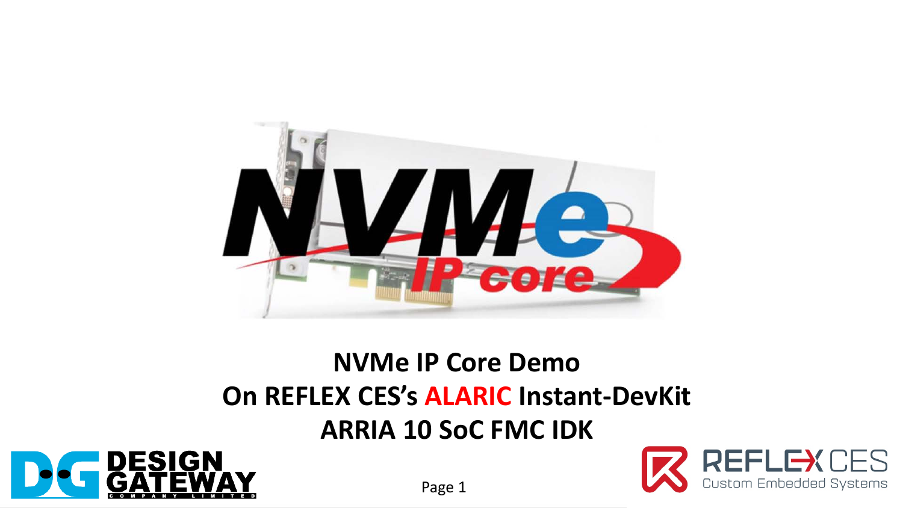# NVMe IP Core Demo
# On REFLEX CES's ALARIC Instant-DevKit
# ARRIA 10 SoC FMC IDK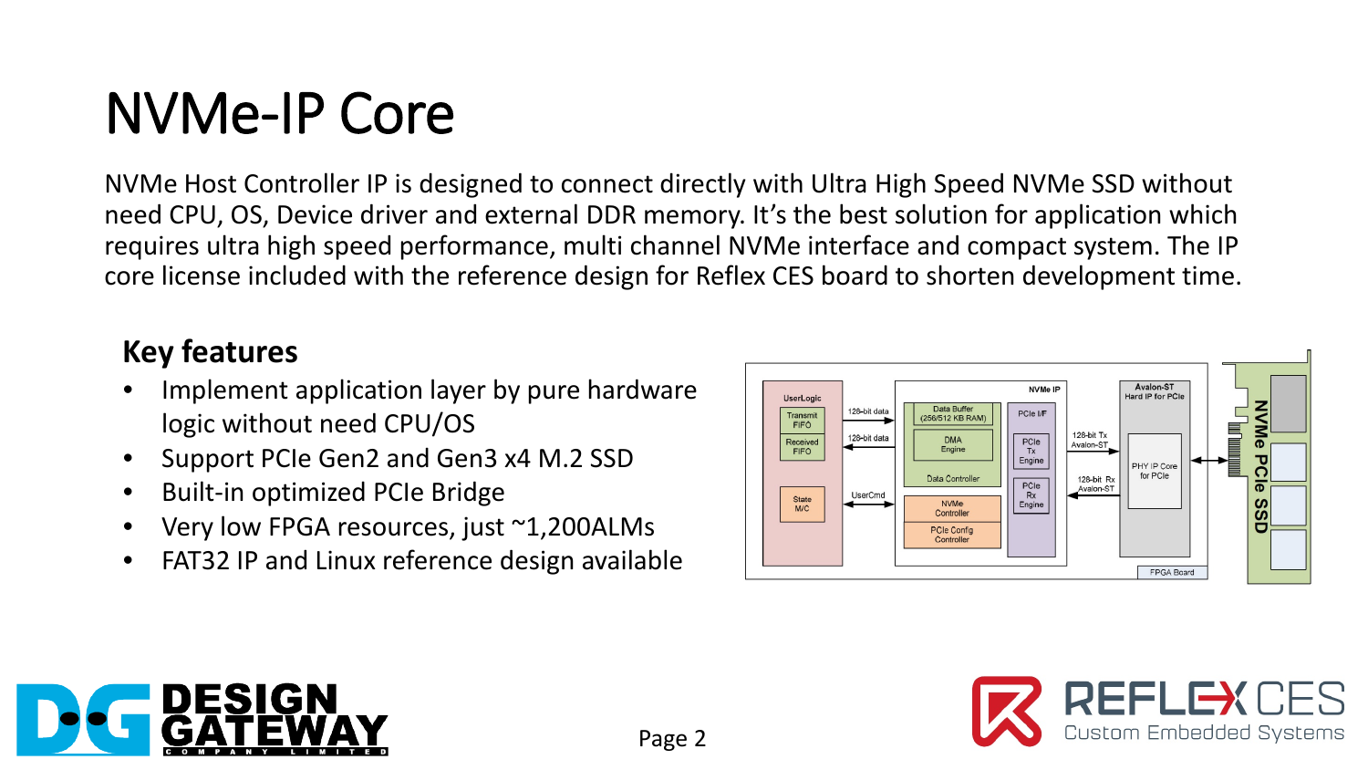# NVMe-IP Core

NVMe Host Controller IP is designed to connect directly with Ultra High Speed NVMe SSD without need CPU, OS, Device driver and external DDR memory. It's the best solution for application which requires ultra high speed performance, multi channel NVMe interface and compact system. The IP core license included with the reference design for Reflex CES board to shorten development time.

## Key features

- Implement application layer by pure hardware logic without need CPU/OS
- Support PCIe Gen2 and Gen3 x4 M.2 SSD
- Built-in optimized PCIe Bridge
- Very low FPGA resources, just ~1,200ALMs
- FAT32 IP and Linux reference design available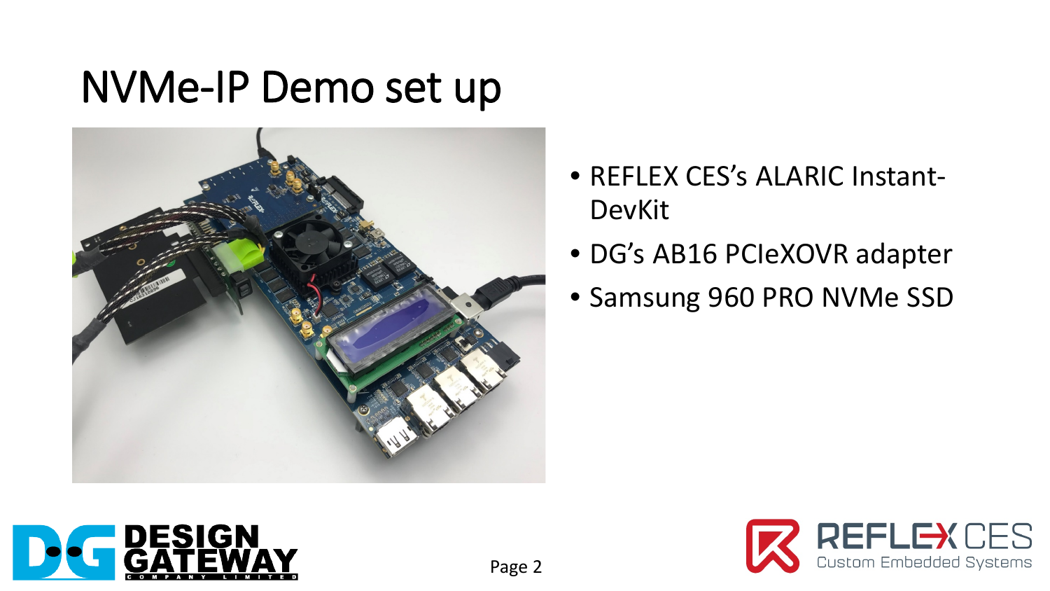# NVMe-IP Demo set up

- REFLEX CES's ALARIC Instant-DevKit
- DG's AB16 PCIeXOVR adapter
- Samsung 960 PRO NVMe SSD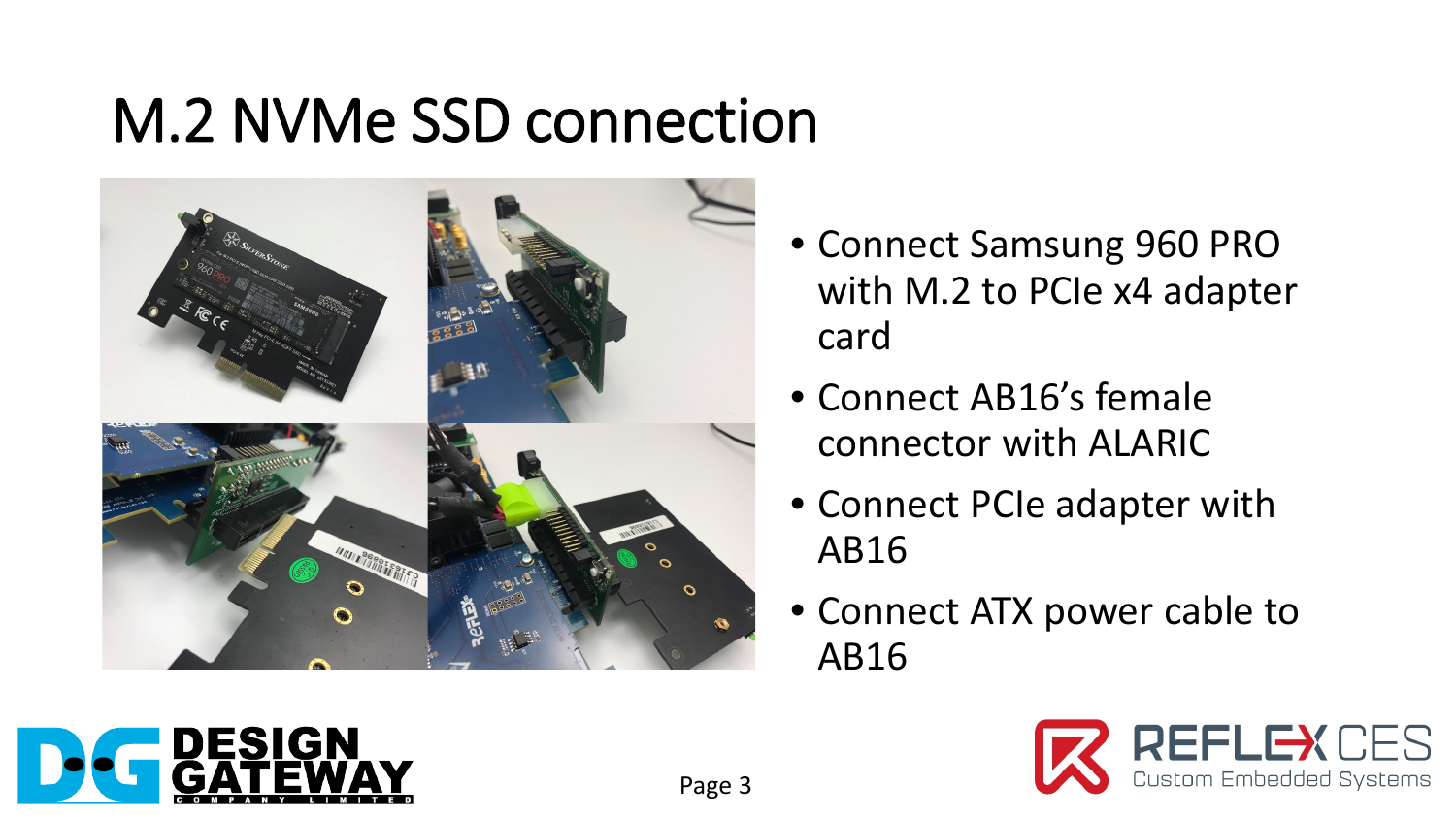# M.2 NVMe SSD connection

- Connect Samsung 960 PRO with M.2 to PCIe x4 adapter card
- Connect AB16's female connector with ALARIC
- Connect PCIe adapter with AB16
- Connect ATX power cable to AB16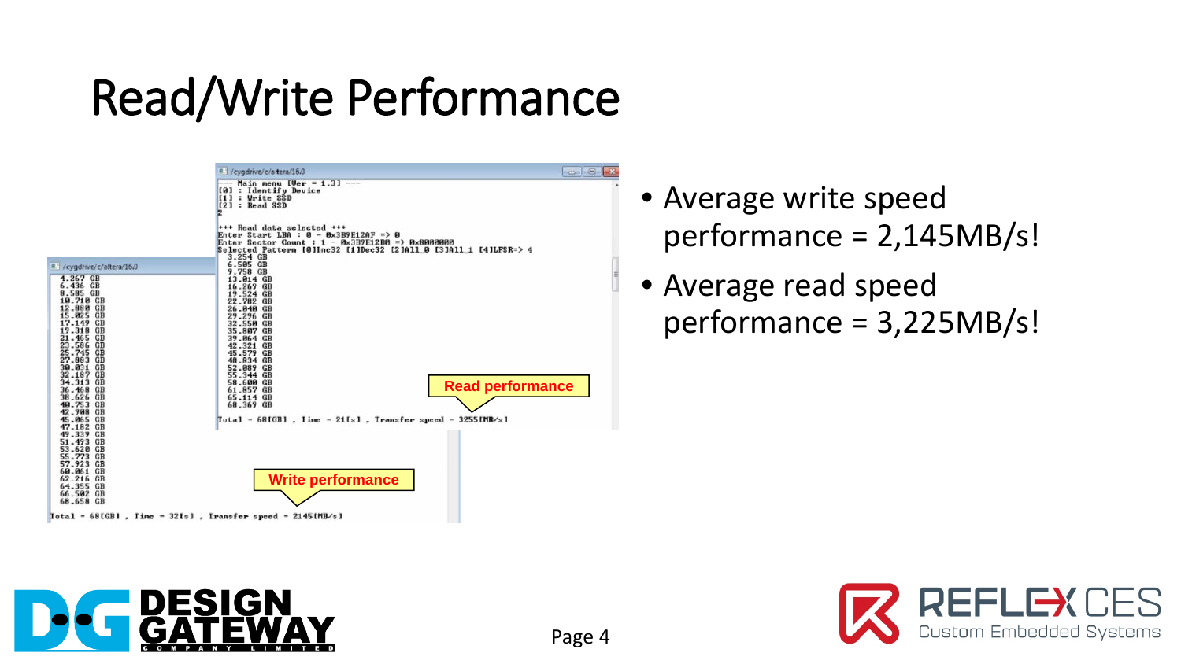# Read/Write Performance

```
/cygdrive/c/altera/16.0
--- Main menu [Ver = 1.3] ---
[0] : Identify Device
[1] : Write SSD
[2] : Read SSD
2

+++ Read data selected +++
Enter Start LBA : 0 - 0x3B9E12AF => 0
Enter Sector Count : 1 - 0x3B9E12B0 => 0x8000000
Selected Pattern [0]Inc32 [1]Dec32 [2]All_0 [3]All_1 [4]LFSR=> 4
3.254 GB
6.505 GB
9.758 GB
13.014 GB
16.269 GB
19.524 GB
22.782 GB
26.040 GB
29.296 GB
32.550 GB
35.807 GB
39.064 GB
42.321 GB
45.579 GB
48.834 GB
52.089 GB
55.344 GB
58.600 GB
61.857 GB
65.114 GB
68.369 GB
Total = 68[GB] , Time = 21[s] , Transfer speed = 3255[MB/s]
```

Read performance

```
/cygdrive/c/altera/16.0
4.267 GB
6.436 GB
8.585 GB
10.710 GB
12.880 GB
15.025 GB
17.149 GB
19.318 GB
21.465 GB
23.586 GB
25.745 GB
27.883 GB
30.031 GB
32.187 GB
34.313 GB
36.460 GB
38.626 GB
40.753 GB
42.908 GB
45.065 GB
47.182 GB
49.339 GB
51.493 GB
53.620 GB
55.773 GB
57.923 GB
60.061 GB
62.216 GB
64.355 GB
66.502 GB
68.658 GB
Total = 68[GB] , Time = 32[s] , Transfer speed = 2145[MB/s]
```

Write performance

- Average write speed performance = 2,145MB/s!
- Average read speed performance = 3,225MB/s!